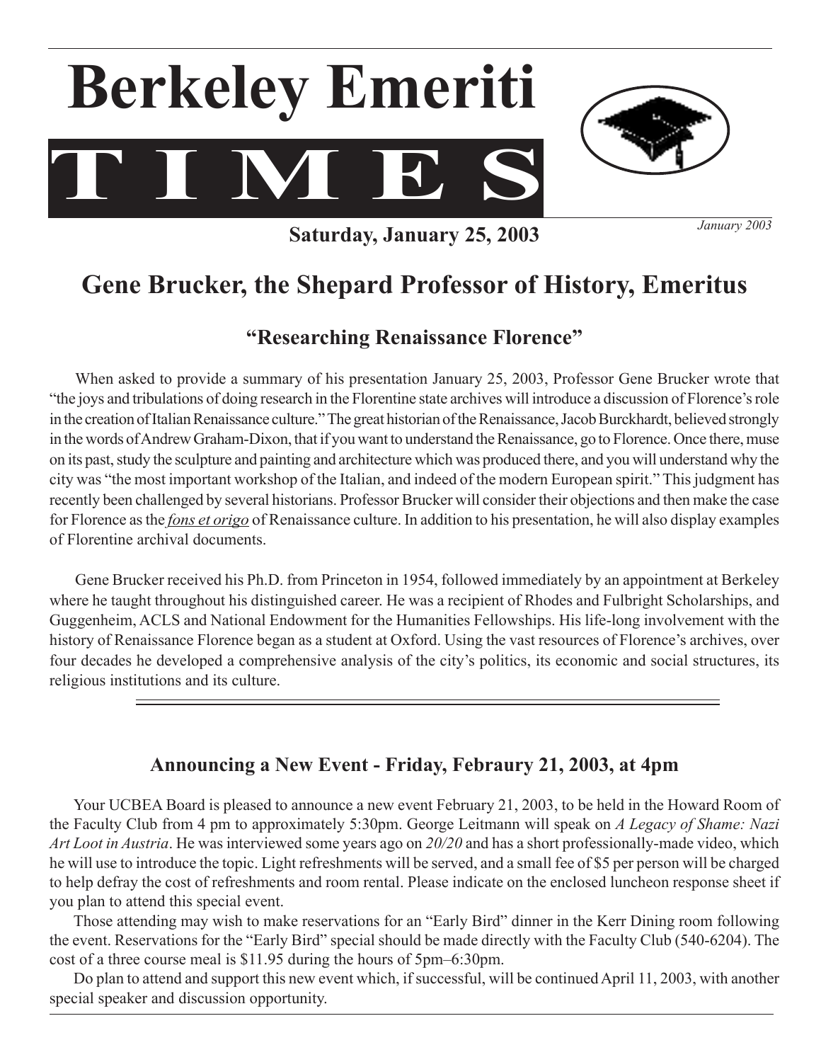# Berkeley Emeriti TIMES

January 2003

**Saturday, January 25, 2003**

## Gene Brucker, the Shepard Professor of History, Emeritus

### "Researching Renaissance Florence"

When asked to provide a summary of his presentation January 25, 2003, Professor Gene Brucker wrote that "the joys and tribulations of doing research in the Florentine state archives will introduce a discussion of Florence's role in the creation of Italian Renaissance culture." The great historian of the Renaissance, Jacob Burckhardt, believed strongly in the words of Andrew Graham-Dixon, that if you want to understand the Renaissance, go to Florence. Once there, muse on its past, study the sculpture and painting and architecture which was produced there, and you will understand why the city was "the most important workshop of the Italian, and indeed of the modern European spirit." This judgment has recently been challenged by several historians. Professor Brucker will consider their objections and then make the case for Florence as the *fons et origo* of Renaissance culture. In addition to his presentation, he will also display examples of Florentine archival documents.

Gene Brucker received his Ph.D. from Princeton in 1954, followed immediately by an appointment at Berkeley where he taught throughout his distinguished career. He was a recipient of Rhodes and Fulbright Scholarships, and Guggenheim, ACLS and National Endowment for the Humanities Fellowships. His life-long involvement with the history of Renaissance Florence began as a student at Oxford. Using the vast resources of Florence's archives, over four decades he developed a comprehensive analysis of the city's politics, its economic and social structures, its religious institutions and its culture.

---

### Announcing a New Event - Friday, Febraury 21, 2003, at 4pm

Your UCBEA Board is pleased to announce a new event February 21, 2003, to be held in the Howard Room of the Faculty Club from 4 pm to approximately 5:30pm. George Leitmann will speak on *A Legacy of Shame: Nazi Art Loot in Austria*. He was interviewed some years ago on *20/20* and has a short professionally-made video, which he will use to introduce the topic. Light refreshments will be served, and a small fee of $5 per person will be charged to help defray the cost of refreshments and room rental. Please indicate on the enclosed luncheon response sheet if you plan to attend this special event.

Those attending may wish to make reservations for an "Early Bird" dinner in the Kerr Dining room following the event. Reservations for the "Early Bird" special should be made directly with the Faculty Club (540-6204). The cost of a three course meal is $11.95 during the hours of 5pm–6:30pm.

Do plan to attend and support this new event which, if successful, will be continued April 11, 2003, with another special speaker and discussion opportunity.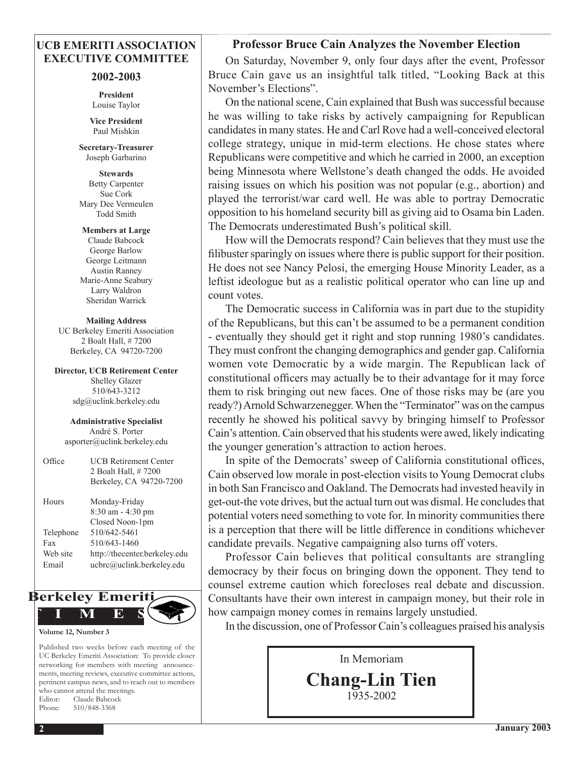## UCB EMERITI ASSOCIATION EXECUTIVE COMMITTEE

### 2002-2003

**President**
Louise Taylor

**Vice President**
Paul Mishkin

**Secretary-Treasurer**
Joseph Garbarino

**Stewards**
Betty Carpenter
Sue Cork
Mary Dee Vermeulen
Todd Smith

**Members at Large**
Claude Babcock
George Barlow
George Leitmann
Austin Ranney
Marie-Anne Seabury
Larry Waldron
Sheridan Warrick

**Mailing Address**
UC Berkeley Emeriti Association
2 Boalt Hall, # 7200
Berkeley, CA 94720-7200

**Director, UCB Retirement Center**
Shelley Glazer
510/643-3212
sdg@uclink.berkeley.edu

**Administrative Specialist**
André S. Porter
asporter@uclink.berkeley.edu

| | |
|---|---|
| Office | UCB Retirement Center<br>2 Boalt Hall, # 7200<br>Berkeley, CA 94720-7200 |
| Hours | Monday-Friday<br>8:30 am - 4:30 pm<br>Closed Noon-1pm |
| Telephone | 510/642-5461 |
| Fax | 510/643-1460 |
| Web site | http://thecenter.berkeley.edu |
| Email | ucbrc@uclink.berkeley.edu |

**Berkeley Emeriti TIMES**

**Volume 12, Number 3**

Published two weeks before each meeting of the UC Berkeley Emeriti Association: To provide closer networking for members with meeting announcements, meeting reviews, executive committee actions, pertinent campus news, and to reach out to members who cannot attend the meetings.
Editor: Claude Babcock
Phone: 510/848-3368

## Professor Bruce Cain Analyzes the November Election

On Saturday, November 9, only four days after the event, Professor Bruce Cain gave us an insightful talk titled, "Looking Back at this November's Elections".

On the national scene, Cain explained that Bush was successful because he was willing to take risks by actively campaigning for Republican candidates in many states. He and Carl Rove had a well-conceived electoral college strategy, unique in mid-term elections. He chose states where Republicans were competitive and which he carried in 2000, an exception being Minnesota where Wellstone's death changed the odds. He avoided raising issues on which his position was not popular (e.g., abortion) and played the terrorist/war card well. He was able to portray Democratic opposition to his homeland security bill as giving aid to Osama bin Laden. The Democrats underestimated Bush's political skill.

How will the Democrats respond? Cain believes that they must use the filibuster sparingly on issues where there is public support for their position. He does not see Nancy Pelosi, the emerging House Minority Leader, as a leftist ideologue but as a realistic political operator who can line up and count votes.

The Democratic success in California was in part due to the stupidity of the Republicans, but this can't be assumed to be a permanent condition - eventually they should get it right and stop running 1980's candidates. They must confront the changing demographics and gender gap. California women vote Democratic by a wide margin. The Republican lack of constitutional officers may actually be to their advantage for it may force them to risk bringing out new faces. One of those risks may be (are you ready?) Arnold Schwarzenegger. When the "Terminator" was on the campus recently he showed his political savvy by bringing himself to Professor Cain's attention. Cain observed that his students were awed, likely indicating the younger generation's attraction to action heroes.

In spite of the Democrats' sweep of California constitutional offices, Cain observed low morale in post-election visits to Young Democrat clubs in both San Francisco and Oakland. The Democrats had invested heavily in get-out-the vote drives, but the actual turn out was dismal. He concludes that potential voters need something to vote for. In minority communities there is a perception that there will be little difference in conditions whichever candidate prevails. Negative campaigning also turns off voters.

Professor Cain believes that political consultants are strangling democracy by their focus on bringing down the opponent. They tend to counsel extreme caution which forecloses real debate and discussion. Consultants have their own interest in campaign money, but their role in how campaign money comes in remains largely unstudied.

In the discussion, one of Professor Cain's colleagues praised his analysis

In Memoriam
**Chang-Lin Tien**
1935-2002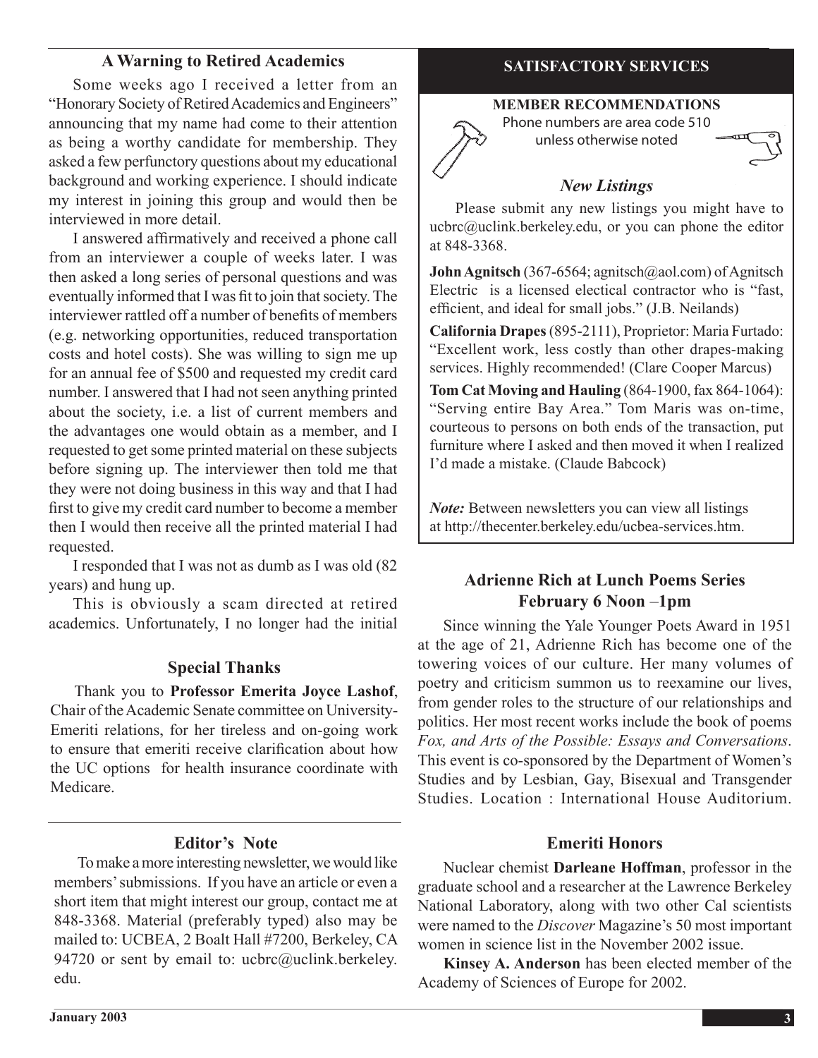## A Warning to Retired Academics

Some weeks ago I received a letter from an "Honorary Society of Retired Academics and Engineers" announcing that my name had come to their attention as being a worthy candidate for membership. They asked a few perfunctory questions about my educational background and working experience. I should indicate my interest in joining this group and would then be interviewed in more detail.

I answered affirmatively and received a phone call from an interviewer a couple of weeks later. I was then asked a long series of personal questions and was eventually informed that I was fit to join that society. The interviewer rattled off a number of benefits of members (e.g. networking opportunities, reduced transportation costs and hotel costs). She was willing to sign me up for an annual fee of $500 and requested my credit card number. I answered that I had not seen anything printed about the society, i.e. a list of current members and the advantages one would obtain as a member, and I requested to get some printed material on these subjects before signing up. The interviewer then told me that they were not doing business in this way and that I had first to give my credit card number to become a member then I would then receive all the printed material I had requested.

I responded that I was not as dumb as I was old (82 years) and hung up.

This is obviously a scam directed at retired academics. Unfortunately, I no longer had the initial

## Special Thanks

Thank you to **Professor Emerita Joyce Lashof**, Chair of the Academic Senate committee on University-Emeriti relations, for her tireless and on-going work to ensure that emeriti receive clarification about how the UC options for health insurance coordinate with Medicare.

## Editor's Note

To make a more interesting newsletter, we would like members' submissions. If you have an article or even a short item that might interest our group, contact me at 848-3368. Material (preferably typed) also may be mailed to: UCBEA, 2 Boalt Hall #7200, Berkeley, CA 94720 or sent by email to: ucbrc@uclink.berkeley.edu.

## SATISFACTORY SERVICES

**MEMBER RECOMMENDATIONS**

Phone numbers are area code 510 unless otherwise noted

### *New Listings*

Please submit any new listings you might have to ucbrc@uclink.berkeley.edu, or you can phone the editor at 848-3368.

**John Agnitsch** (367-6564; agnitsch@aol.com) of Agnitsch Electric is a licensed electical contractor who is "fast, efficient, and ideal for small jobs." (J.B. Neilands)

**California Drapes** (895-2111), Proprietor: Maria Furtado: "Excellent work, less costly than other drapes-making services. Highly recommended! (Clare Cooper Marcus)

**Tom Cat Moving and Hauling** (864-1900, fax 864-1064): "Serving entire Bay Area." Tom Maris was on-time, courteous to persons on both ends of the transaction, put furniture where I asked and then moved it when I realized I'd made a mistake. (Claude Babcock)

***Note:*** Between newsletters you can view all listings at http://thecenter.berkeley.edu/ucbea-services.htm.

## Adrienne Rich at Lunch Poems Series February 6 Noon –1pm

Since winning the Yale Younger Poets Award in 1951 at the age of 21, Adrienne Rich has become one of the towering voices of our culture. Her many volumes of poetry and criticism summon us to reexamine our lives, from gender roles to the structure of our relationships and politics. Her most recent works include the book of poems *Fox, and Arts of the Possible: Essays and Conversations*. This event is co-sponsored by the Department of Women's Studies and by Lesbian, Gay, Bisexual and Transgender Studies. Location : International House Auditorium.

## Emeriti Honors

Nuclear chemist **Darleane Hoffman**, professor in the graduate school and a researcher at the Lawrence Berkeley National Laboratory, along with two other Cal scientists were named to the *Discover* Magazine's 50 most important women in science list in the November 2002 issue.

**Kinsey A. Anderson** has been elected member of the Academy of Sciences of Europe for 2002.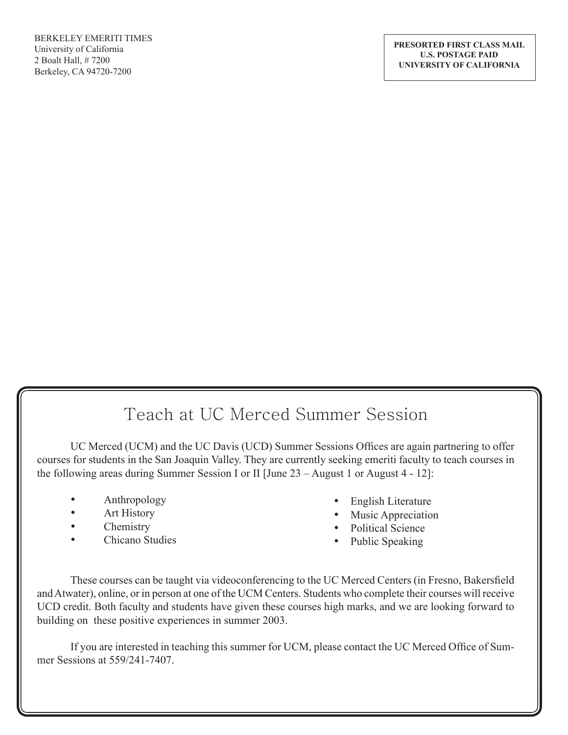BERKELEY EMERITI TIMES
University of California
2 Boalt Hall, # 7200
Berkeley, CA 94720-7200

PRESORTED FIRST CLASS MAIL
U.S. POSTAGE PAID
UNIVERSITY OF CALIFORNIA

# Teach at UC Merced Summer Session

UC Merced (UCM) and the UC Davis (UCD) Summer Sessions Offices are again partnering to offer courses for students in the San Joaquin Valley. They are currently seeking emeriti faculty to teach courses in the following areas during Summer Session I or II [June 23 – August 1 or August 4 - 12]:

- Anthropology
- Art History
- Chemistry
- Chicano Studies
- English Literature
- Music Appreciation
- Political Science
- Public Speaking

These courses can be taught via videoconferencing to the UC Merced Centers (in Fresno, Bakersfield and Atwater), online, or in person at one of the UCM Centers. Students who complete their courses will receive UCD credit. Both faculty and students have given these courses high marks, and we are looking forward to building on these positive experiences in summer 2003.

If you are interested in teaching this summer for UCM, please contact the UC Merced Office of Summer Sessions at 559/241-7407.